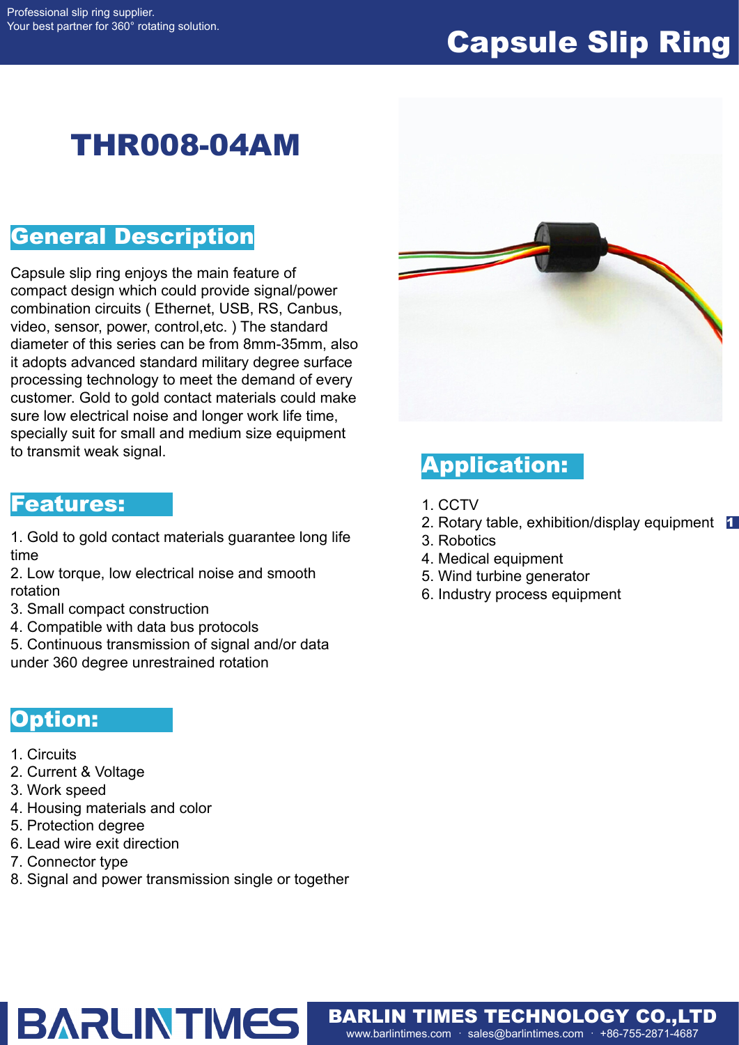# Capsule Slip Ring

## THR008-04AM

## General Description

Capsule slip ring enjoys the main feature of compact design which could provide signal/power combination circuits ( Ethernet, USB, RS, Canbus, video, sensor, power, control,etc. ) The standard diameter of this series can be from 8mm-35mm, also it adopts advanced standard military degree surface processing technology to meet the demand of every customer. Gold to gold contact materials could make sure low electrical noise and longer work life time, specially suit for small and medium size equipment to transmit weak signal.

## Features:

1. Gold to gold contact materials guarantee long life time
2. Low torque, low electrical noise and smooth rotation
3. Small compact construction
4. Compatible with data bus protocols
5. Continuous transmission of signal and/or data under 360 degree unrestrained rotation

## Option:

1. Circuits
2. Current & Voltage
3. Work speed
4. Housing materials and color
5. Protection degree
6. Lead wire exit direction
7. Connector type
8. Signal and power transmission single or together

## Application:

1. CCTV
2. Rotary table, exhibition/display equipment
3. Robotics
4. Medical equipment
5. Wind turbine generator
6. Industry process equipment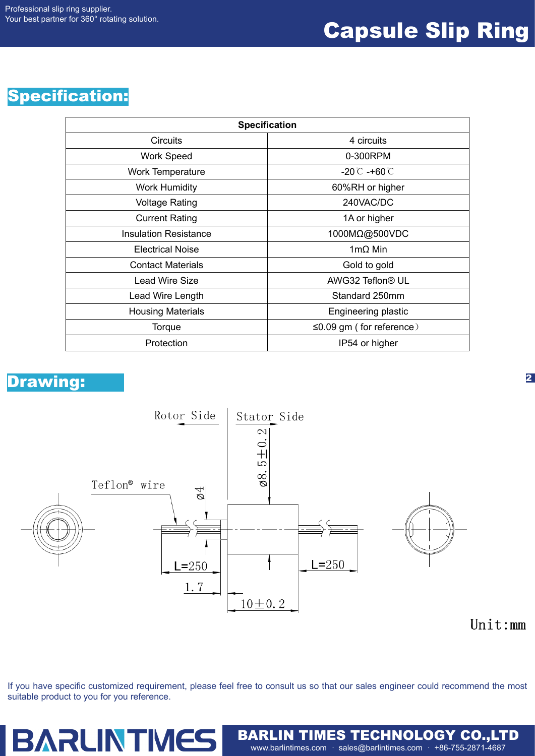# Capsule Slip Ring

## Specification:

| Specification | |
|---|---|
| Circuits | 4 circuits |
| Work Speed | 0-300RPM |
| Work Temperature | -20℃ -+60℃ |
| Work Humidity | 60%RH or higher |
| Voltage Rating | 240VAC/DC |
| Current Rating | 1A or higher |
| Insulation Resistance | 1000MΩ@500VDC |
| Electrical Noise | 1mΩ Min |
| Contact Materials | Gold to gold |
| Lead Wire Size | AWG32 Teflon® UL |
| Lead Wire Length | Standard 250mm |
| Housing Materials | Engineering plastic |
| Torque | ≤0.09 gm ( for reference） |
| Protection | IP54 or higher |

## Drawing:

Rotor Side

Stator Side

Teflon® wire

ø4

ø8.5±0.2

L=250

L=250

1.7

10±0.2

Unit:mm

If you have specific customized requirement, please feel free to consult us so that our sales engineer could recommend the most suitable product to you for you reference.

BARLIN TIMES TECHNOLOGY CO.,LTD

www.barlintimes.com · sales@barlintimes.com · +86-755-2871-4687